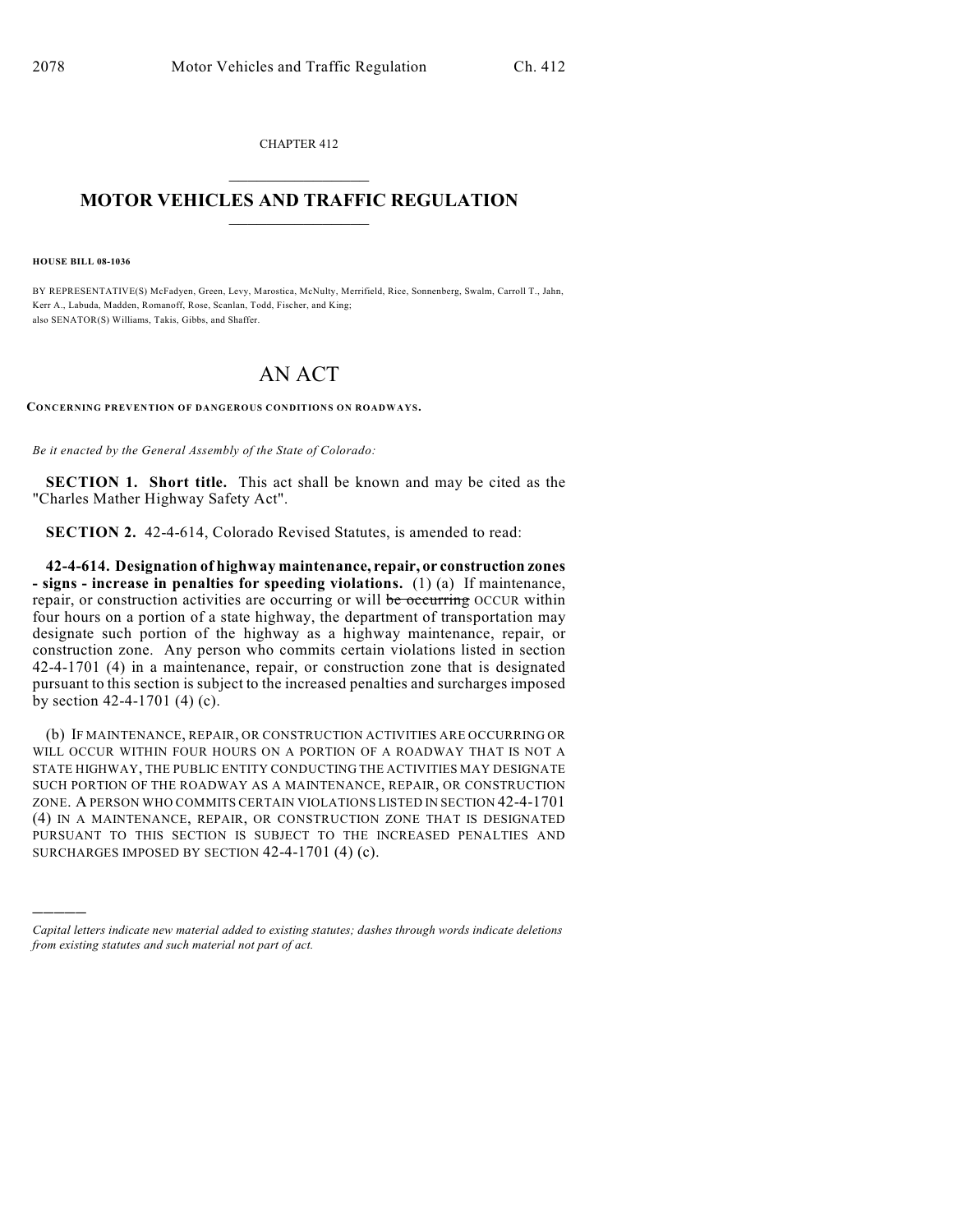CHAPTER 412

# MOTOR VEHICLES AND TRAFFIC REGULATION

**HOUSE BILL 08-1036**

BY REPRESENTATIVE(S) McFadyen, Green, Levy, Marostica, McNulty, Merrifield, Rice, Sonnenberg, Swalm, Carroll T., Jahn, Kerr A., Labuda, Madden, Romanoff, Rose, Scanlan, Todd, Fischer, and King;
also SENATOR(S) Williams, Takis, Gibbs, and Shaffer.

# AN ACT

**CONCERNING PREVENTION OF DANGEROUS CONDITIONS ON ROADWAYS.**

*Be it enacted by the General Assembly of the State of Colorado:*

**SECTION 1. Short title.** This act shall be known and may be cited as the "Charles Mather Highway Safety Act".

**SECTION 2.** 42-4-614, Colorado Revised Statutes, is amended to read:

**42-4-614. Designation of highway maintenance, repair, or construction zones - signs - increase in penalties for speeding violations.** (1) (a) If maintenance, repair, or construction activities are occurring or will ~~be occurring~~ OCCUR within four hours on a portion of a state highway, the department of transportation may designate such portion of the highway as a highway maintenance, repair, or construction zone. Any person who commits certain violations listed in section 42-4-1701 (4) in a maintenance, repair, or construction zone that is designated pursuant to this section is subject to the increased penalties and surcharges imposed by section 42-4-1701 (4) (c).

(b) IF MAINTENANCE, REPAIR, OR CONSTRUCTION ACTIVITIES ARE OCCURRING OR WILL OCCUR WITHIN FOUR HOURS ON A PORTION OF A ROADWAY THAT IS NOT A STATE HIGHWAY, THE PUBLIC ENTITY CONDUCTING THE ACTIVITIES MAY DESIGNATE SUCH PORTION OF THE ROADWAY AS A MAINTENANCE, REPAIR, OR CONSTRUCTION ZONE. A PERSON WHO COMMITS CERTAIN VIOLATIONS LISTED IN SECTION 42-4-1701 (4) IN A MAINTENANCE, REPAIR, OR CONSTRUCTION ZONE THAT IS DESIGNATED PURSUANT TO THIS SECTION IS SUBJECT TO THE INCREASED PENALTIES AND SURCHARGES IMPOSED BY SECTION 42-4-1701 (4) (c).

---

*Capital letters indicate new material added to existing statutes; dashes through words indicate deletions from existing statutes and such material not part of act.*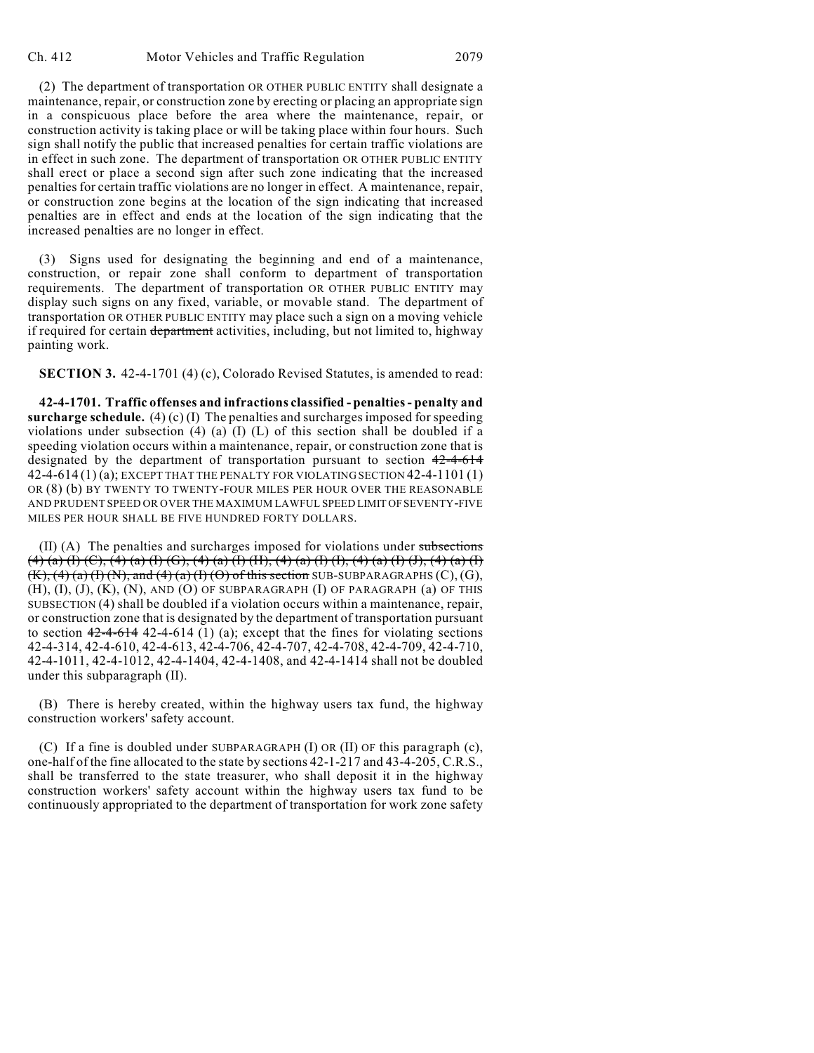(2) The department of transportation OR OTHER PUBLIC ENTITY shall designate a maintenance, repair, or construction zone by erecting or placing an appropriate sign in a conspicuous place before the area where the maintenance, repair, or construction activity is taking place or will be taking place within four hours. Such sign shall notify the public that increased penalties for certain traffic violations are in effect in such zone. The department of transportation OR OTHER PUBLIC ENTITY shall erect or place a second sign after such zone indicating that the increased penalties for certain traffic violations are no longer in effect. A maintenance, repair, or construction zone begins at the location of the sign indicating that increased penalties are in effect and ends at the location of the sign indicating that the increased penalties are no longer in effect.

(3) Signs used for designating the beginning and end of a maintenance, construction, or repair zone shall conform to department of transportation requirements. The department of transportation OR OTHER PUBLIC ENTITY may display such signs on any fixed, variable, or movable stand. The department of transportation OR OTHER PUBLIC ENTITY may place such a sign on a moving vehicle if required for certain ~~department~~ activities, including, but not limited to, highway painting work.

**SECTION 3.** 42-4-1701 (4) (c), Colorado Revised Statutes, is amended to read:

**42-4-1701. Traffic offenses and infractions classified - penalties - penalty and surcharge schedule.** (4) (c) (I) The penalties and surcharges imposed for speeding violations under subsection (4) (a) (I) (L) of this section shall be doubled if a speeding violation occurs within a maintenance, repair, or construction zone that is designated by the department of transportation pursuant to section ~~42-4-614~~ 42-4-614 (1) (a); EXCEPT THAT THE PENALTY FOR VIOLATING SECTION 42-4-1101 (1) OR (8) (b) BY TWENTY TO TWENTY-FOUR MILES PER HOUR OVER THE REASONABLE AND PRUDENT SPEED OR OVER THE MAXIMUM LAWFUL SPEED LIMIT OF SEVENTY-FIVE MILES PER HOUR SHALL BE FIVE HUNDRED FORTY DOLLARS.

(II) (A) The penalties and surcharges imposed for violations under ~~subsections (4) (a) (I) (C), (4) (a) (I) (G), (4) (a) (I) (H), (4) (a) (I) (I), (4) (a) (I) (J), (4) (a) (I) (K), (4) (a) (I) (N), and (4) (a) (I) (O) of this section~~ SUB-SUBPARAGRAPHS (C), (G), (H), (I), (J), (K), (N), AND (O) OF SUBPARAGRAPH (I) OF PARAGRAPH (a) OF THIS SUBSECTION (4) shall be doubled if a violation occurs within a maintenance, repair, or construction zone that is designated by the department of transportation pursuant to section ~~42-4-614~~ 42-4-614 (1) (a); except that the fines for violating sections 42-4-314, 42-4-610, 42-4-613, 42-4-706, 42-4-707, 42-4-708, 42-4-709, 42-4-710, 42-4-1011, 42-4-1012, 42-4-1404, 42-4-1408, and 42-4-1414 shall not be doubled under this subparagraph (II).

(B) There is hereby created, within the highway users tax fund, the highway construction workers' safety account.

(C) If a fine is doubled under SUBPARAGRAPH (I) OR (II) OF this paragraph (c), one-half of the fine allocated to the state by sections 42-1-217 and 43-4-205, C.R.S., shall be transferred to the state treasurer, who shall deposit it in the highway construction workers' safety account within the highway users tax fund to be continuously appropriated to the department of transportation for work zone safety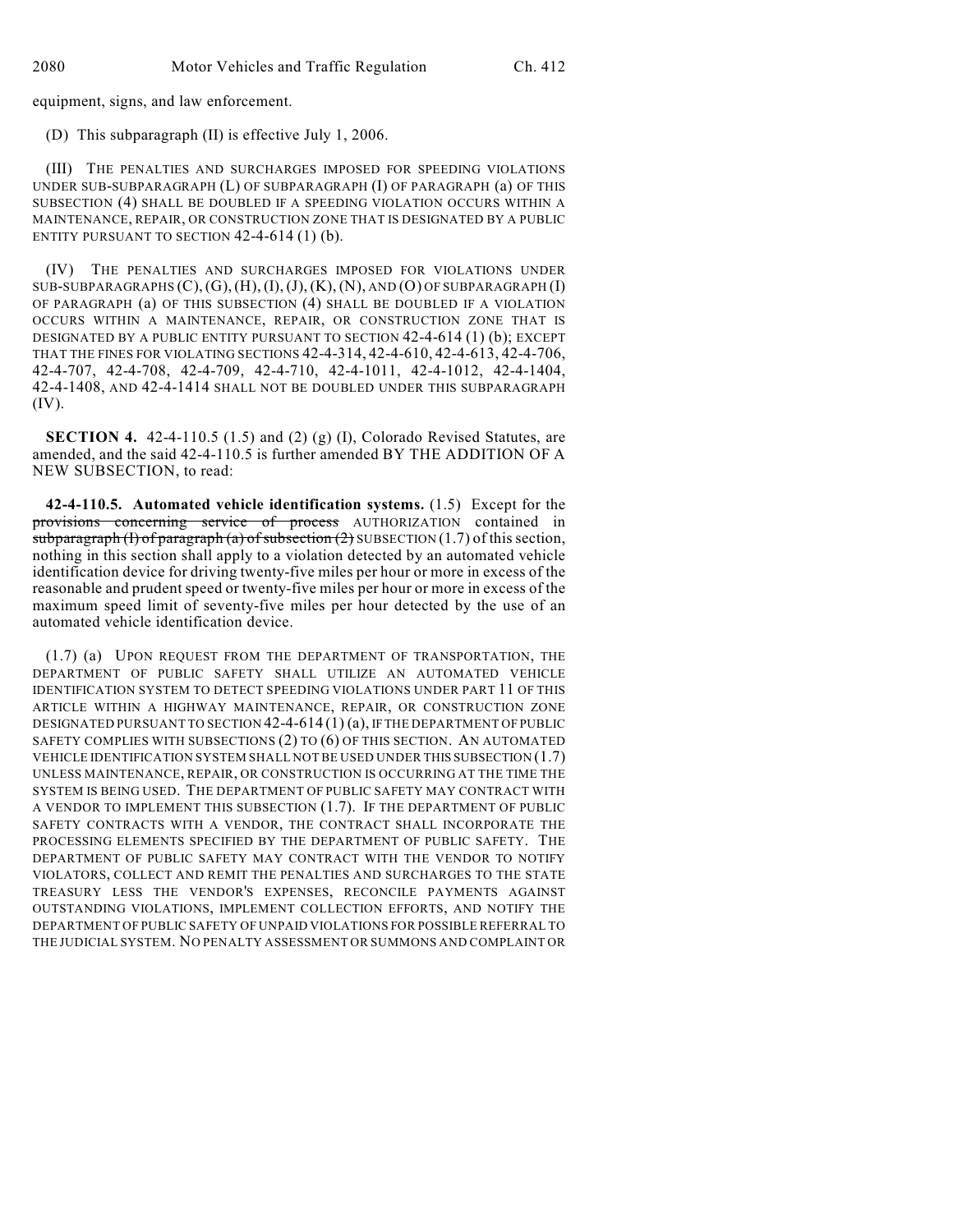equipment, signs, and law enforcement.

(D) This subparagraph (II) is effective July 1, 2006.

(III) THE PENALTIES AND SURCHARGES IMPOSED FOR SPEEDING VIOLATIONS UNDER SUB-SUBPARAGRAPH (L) OF SUBPARAGRAPH (I) OF PARAGRAPH (a) OF THIS SUBSECTION (4) SHALL BE DOUBLED IF A SPEEDING VIOLATION OCCURS WITHIN A MAINTENANCE, REPAIR, OR CONSTRUCTION ZONE THAT IS DESIGNATED BY A PUBLIC ENTITY PURSUANT TO SECTION 42-4-614 (1) (b).

(IV) THE PENALTIES AND SURCHARGES IMPOSED FOR VIOLATIONS UNDER SUB-SUBPARAGRAPHS (C), (G), (H), (I), (J), (K), (N), AND (O) OF SUBPARAGRAPH (I) OF PARAGRAPH (a) OF THIS SUBSECTION (4) SHALL BE DOUBLED IF A VIOLATION OCCURS WITHIN A MAINTENANCE, REPAIR, OR CONSTRUCTION ZONE THAT IS DESIGNATED BY A PUBLIC ENTITY PURSUANT TO SECTION 42-4-614 (1) (b); EXCEPT THAT THE FINES FOR VIOLATING SECTIONS 42-4-314, 42-4-610, 42-4-613, 42-4-706, 42-4-707, 42-4-708, 42-4-709, 42-4-710, 42-4-1011, 42-4-1012, 42-4-1404, 42-4-1408, AND 42-4-1414 SHALL NOT BE DOUBLED UNDER THIS SUBPARAGRAPH (IV).

**SECTION 4.** 42-4-110.5 (1.5) and (2) (g) (I), Colorado Revised Statutes, are amended, and the said 42-4-110.5 is further amended BY THE ADDITION OF A NEW SUBSECTION, to read:

**42-4-110.5. Automated vehicle identification systems.** (1.5) Except for the ~~provisions concerning service of process~~ AUTHORIZATION contained in ~~subparagraph (I) of paragraph (a) of subsection (2)~~ SUBSECTION (1.7) of this section, nothing in this section shall apply to a violation detected by an automated vehicle identification device for driving twenty-five miles per hour or more in excess of the reasonable and prudent speed or twenty-five miles per hour or more in excess of the maximum speed limit of seventy-five miles per hour detected by the use of an automated vehicle identification device.

(1.7) (a) UPON REQUEST FROM THE DEPARTMENT OF TRANSPORTATION, THE DEPARTMENT OF PUBLIC SAFETY SHALL UTILIZE AN AUTOMATED VEHICLE IDENTIFICATION SYSTEM TO DETECT SPEEDING VIOLATIONS UNDER PART 11 OF THIS ARTICLE WITHIN A HIGHWAY MAINTENANCE, REPAIR, OR CONSTRUCTION ZONE DESIGNATED PURSUANT TO SECTION 42-4-614 (1) (a), IF THE DEPARTMENT OF PUBLIC SAFETY COMPLIES WITH SUBSECTIONS (2) TO (6) OF THIS SECTION. AN AUTOMATED VEHICLE IDENTIFICATION SYSTEM SHALL NOT BE USED UNDER THIS SUBSECTION (1.7) UNLESS MAINTENANCE, REPAIR, OR CONSTRUCTION IS OCCURRING AT THE TIME THE SYSTEM IS BEING USED. THE DEPARTMENT OF PUBLIC SAFETY MAY CONTRACT WITH A VENDOR TO IMPLEMENT THIS SUBSECTION (1.7). IF THE DEPARTMENT OF PUBLIC SAFETY CONTRACTS WITH A VENDOR, THE CONTRACT SHALL INCORPORATE THE PROCESSING ELEMENTS SPECIFIED BY THE DEPARTMENT OF PUBLIC SAFETY. THE DEPARTMENT OF PUBLIC SAFETY MAY CONTRACT WITH THE VENDOR TO NOTIFY VIOLATORS, COLLECT AND REMIT THE PENALTIES AND SURCHARGES TO THE STATE TREASURY LESS THE VENDOR'S EXPENSES, RECONCILE PAYMENTS AGAINST OUTSTANDING VIOLATIONS, IMPLEMENT COLLECTION EFFORTS, AND NOTIFY THE DEPARTMENT OF PUBLIC SAFETY OF UNPAID VIOLATIONS FOR POSSIBLE REFERRAL TO THE JUDICIAL SYSTEM. NO PENALTY ASSESSMENT OR SUMMONS AND COMPLAINT OR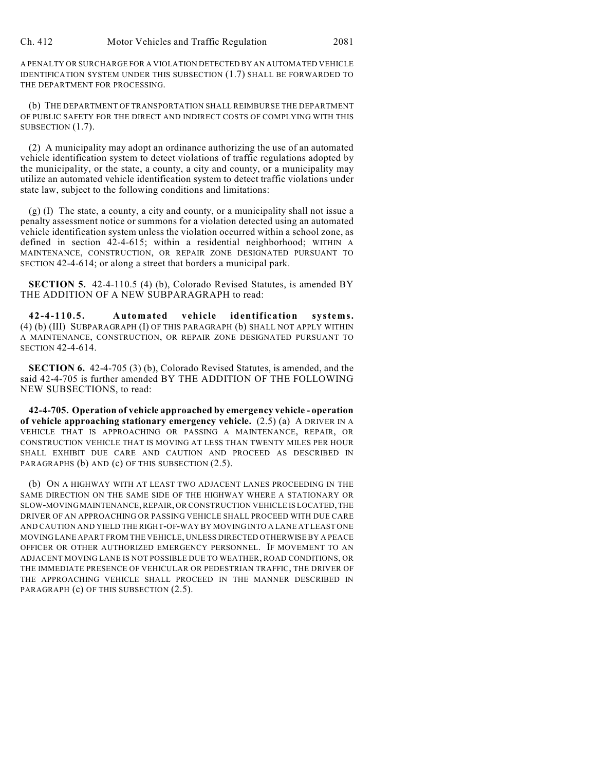A PENALTY OR SURCHARGE FOR A VIOLATION DETECTED BY AN AUTOMATED VEHICLE IDENTIFICATION SYSTEM UNDER THIS SUBSECTION (1.7) SHALL BE FORWARDED TO THE DEPARTMENT FOR PROCESSING.

(b) THE DEPARTMENT OF TRANSPORTATION SHALL REIMBURSE THE DEPARTMENT OF PUBLIC SAFETY FOR THE DIRECT AND INDIRECT COSTS OF COMPLYING WITH THIS SUBSECTION (1.7).

(2) A municipality may adopt an ordinance authorizing the use of an automated vehicle identification system to detect violations of traffic regulations adopted by the municipality, or the state, a county, a city and county, or a municipality may utilize an automated vehicle identification system to detect traffic violations under state law, subject to the following conditions and limitations:

(g) (I) The state, a county, a city and county, or a municipality shall not issue a penalty assessment notice or summons for a violation detected using an automated vehicle identification system unless the violation occurred within a school zone, as defined in section 42-4-615; within a residential neighborhood; WITHIN A MAINTENANCE, CONSTRUCTION, OR REPAIR ZONE DESIGNATED PURSUANT TO SECTION 42-4-614; or along a street that borders a municipal park.

**SECTION 5.** 42-4-110.5 (4) (b), Colorado Revised Statutes, is amended BY THE ADDITION OF A NEW SUBPARAGRAPH to read:

**42-4-110.5. Automated vehicle identification systems.** (4) (b) (III) SUBPARAGRAPH (I) OF THIS PARAGRAPH (b) SHALL NOT APPLY WITHIN A MAINTENANCE, CONSTRUCTION, OR REPAIR ZONE DESIGNATED PURSUANT TO SECTION 42-4-614.

**SECTION 6.** 42-4-705 (3) (b), Colorado Revised Statutes, is amended, and the said 42-4-705 is further amended BY THE ADDITION OF THE FOLLOWING NEW SUBSECTIONS, to read:

**42-4-705. Operation of vehicle approached by emergency vehicle - operation of vehicle approaching stationary emergency vehicle.** (2.5) (a) A DRIVER IN A VEHICLE THAT IS APPROACHING OR PASSING A MAINTENANCE, REPAIR, OR CONSTRUCTION VEHICLE THAT IS MOVING AT LESS THAN TWENTY MILES PER HOUR SHALL EXHIBIT DUE CARE AND CAUTION AND PROCEED AS DESCRIBED IN PARAGRAPHS (b) AND (c) OF THIS SUBSECTION (2.5).

(b) ON A HIGHWAY WITH AT LEAST TWO ADJACENT LANES PROCEEDING IN THE SAME DIRECTION ON THE SAME SIDE OF THE HIGHWAY WHERE A STATIONARY OR SLOW-MOVING MAINTENANCE, REPAIR, OR CONSTRUCTION VEHICLE IS LOCATED, THE DRIVER OF AN APPROACHING OR PASSING VEHICLE SHALL PROCEED WITH DUE CARE AND CAUTION AND YIELD THE RIGHT-OF-WAY BY MOVING INTO A LANE AT LEAST ONE MOVING LANE APART FROM THE VEHICLE, UNLESS DIRECTED OTHERWISE BY A PEACE OFFICER OR OTHER AUTHORIZED EMERGENCY PERSONNEL. IF MOVEMENT TO AN ADJACENT MOVING LANE IS NOT POSSIBLE DUE TO WEATHER, ROAD CONDITIONS, OR THE IMMEDIATE PRESENCE OF VEHICULAR OR PEDESTRIAN TRAFFIC, THE DRIVER OF THE APPROACHING VEHICLE SHALL PROCEED IN THE MANNER DESCRIBED IN PARAGRAPH (c) OF THIS SUBSECTION (2.5).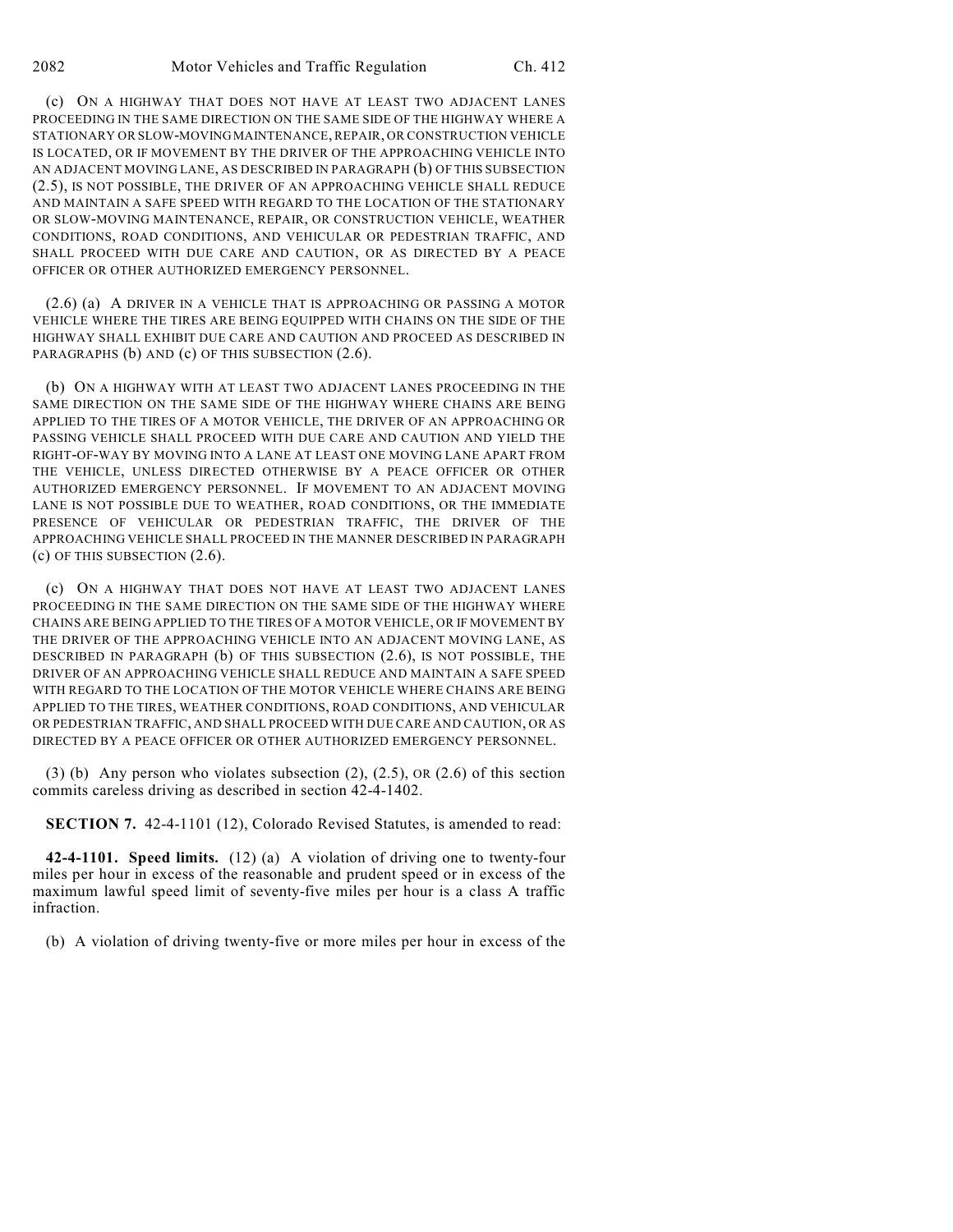(c) ON A HIGHWAY THAT DOES NOT HAVE AT LEAST TWO ADJACENT LANES PROCEEDING IN THE SAME DIRECTION ON THE SAME SIDE OF THE HIGHWAY WHERE A STATIONARY OR SLOW-MOVING MAINTENANCE, REPAIR, OR CONSTRUCTION VEHICLE IS LOCATED, OR IF MOVEMENT BY THE DRIVER OF THE APPROACHING VEHICLE INTO AN ADJACENT MOVING LANE, AS DESCRIBED IN PARAGRAPH (b) OF THIS SUBSECTION (2.5), IS NOT POSSIBLE, THE DRIVER OF AN APPROACHING VEHICLE SHALL REDUCE AND MAINTAIN A SAFE SPEED WITH REGARD TO THE LOCATION OF THE STATIONARY OR SLOW-MOVING MAINTENANCE, REPAIR, OR CONSTRUCTION VEHICLE, WEATHER CONDITIONS, ROAD CONDITIONS, AND VEHICULAR OR PEDESTRIAN TRAFFIC, AND SHALL PROCEED WITH DUE CARE AND CAUTION, OR AS DIRECTED BY A PEACE OFFICER OR OTHER AUTHORIZED EMERGENCY PERSONNEL.

(2.6) (a) A DRIVER IN A VEHICLE THAT IS APPROACHING OR PASSING A MOTOR VEHICLE WHERE THE TIRES ARE BEING EQUIPPED WITH CHAINS ON THE SIDE OF THE HIGHWAY SHALL EXHIBIT DUE CARE AND CAUTION AND PROCEED AS DESCRIBED IN PARAGRAPHS (b) AND (c) OF THIS SUBSECTION (2.6).

(b) ON A HIGHWAY WITH AT LEAST TWO ADJACENT LANES PROCEEDING IN THE SAME DIRECTION ON THE SAME SIDE OF THE HIGHWAY WHERE CHAINS ARE BEING APPLIED TO THE TIRES OF A MOTOR VEHICLE, THE DRIVER OF AN APPROACHING OR PASSING VEHICLE SHALL PROCEED WITH DUE CARE AND CAUTION AND YIELD THE RIGHT-OF-WAY BY MOVING INTO A LANE AT LEAST ONE MOVING LANE APART FROM THE VEHICLE, UNLESS DIRECTED OTHERWISE BY A PEACE OFFICER OR OTHER AUTHORIZED EMERGENCY PERSONNEL. IF MOVEMENT TO AN ADJACENT MOVING LANE IS NOT POSSIBLE DUE TO WEATHER, ROAD CONDITIONS, OR THE IMMEDIATE PRESENCE OF VEHICULAR OR PEDESTRIAN TRAFFIC, THE DRIVER OF THE APPROACHING VEHICLE SHALL PROCEED IN THE MANNER DESCRIBED IN PARAGRAPH (c) OF THIS SUBSECTION (2.6).

(c) ON A HIGHWAY THAT DOES NOT HAVE AT LEAST TWO ADJACENT LANES PROCEEDING IN THE SAME DIRECTION ON THE SAME SIDE OF THE HIGHWAY WHERE CHAINS ARE BEING APPLIED TO THE TIRES OF A MOTOR VEHICLE, OR IF MOVEMENT BY THE DRIVER OF THE APPROACHING VEHICLE INTO AN ADJACENT MOVING LANE, AS DESCRIBED IN PARAGRAPH (b) OF THIS SUBSECTION (2.6), IS NOT POSSIBLE, THE DRIVER OF AN APPROACHING VEHICLE SHALL REDUCE AND MAINTAIN A SAFE SPEED WITH REGARD TO THE LOCATION OF THE MOTOR VEHICLE WHERE CHAINS ARE BEING APPLIED TO THE TIRES, WEATHER CONDITIONS, ROAD CONDITIONS, AND VEHICULAR OR PEDESTRIAN TRAFFIC, AND SHALL PROCEED WITH DUE CARE AND CAUTION, OR AS DIRECTED BY A PEACE OFFICER OR OTHER AUTHORIZED EMERGENCY PERSONNEL.

(3) (b) Any person who violates subsection (2), (2.5), OR (2.6) of this section commits careless driving as described in section 42-4-1402.

**SECTION 7.** 42-4-1101 (12), Colorado Revised Statutes, is amended to read:

**42-4-1101. Speed limits.** (12) (a) A violation of driving one to twenty-four miles per hour in excess of the reasonable and prudent speed or in excess of the maximum lawful speed limit of seventy-five miles per hour is a class A traffic infraction.

(b) A violation of driving twenty-five or more miles per hour in excess of the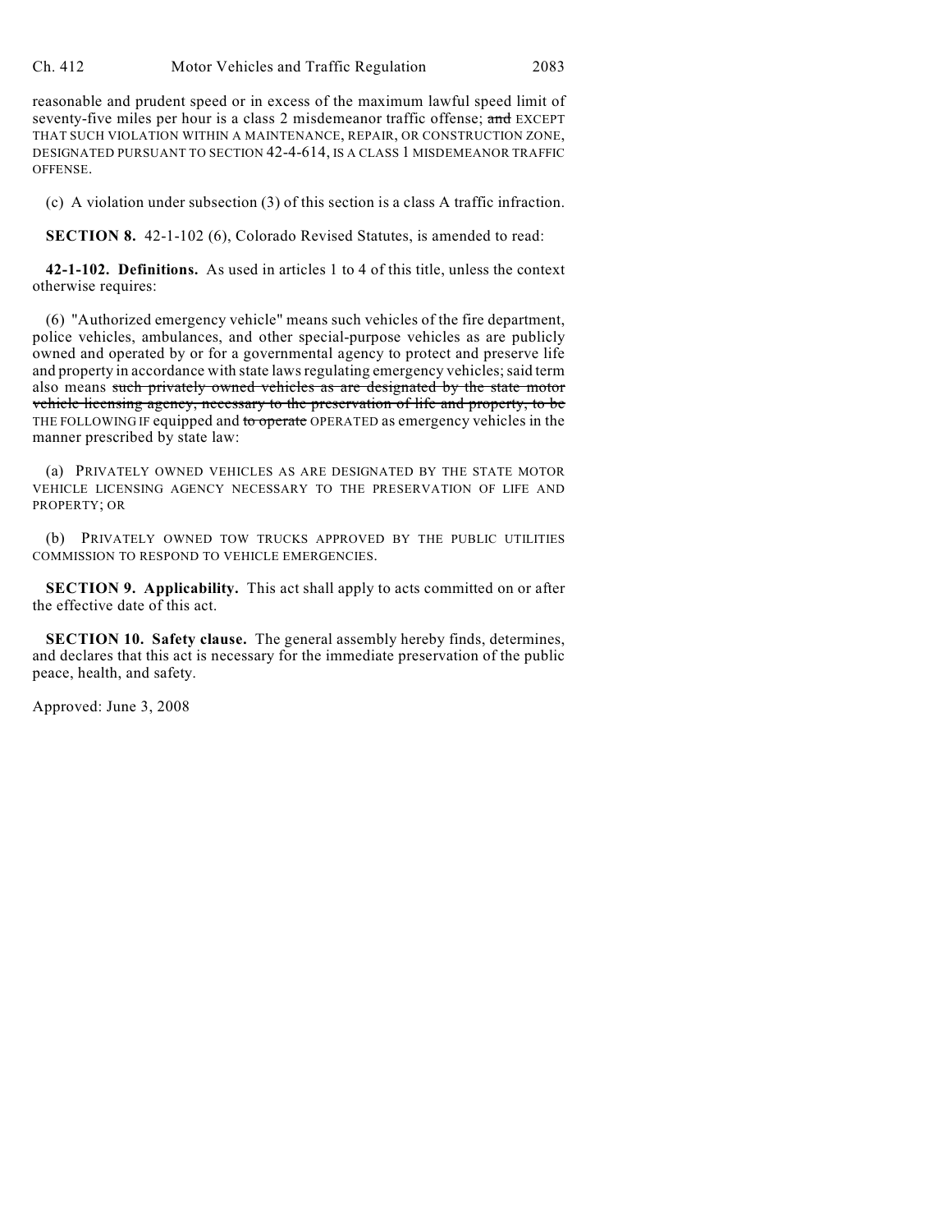reasonable and prudent speed or in excess of the maximum lawful speed limit of seventy-five miles per hour is a class 2 misdemeanor traffic offense; ~~and~~ EXCEPT THAT SUCH VIOLATION WITHIN A MAINTENANCE, REPAIR, OR CONSTRUCTION ZONE, DESIGNATED PURSUANT TO SECTION 42-4-614, IS A CLASS 1 MISDEMEANOR TRAFFIC OFFENSE.

(c) A violation under subsection (3) of this section is a class A traffic infraction.

**SECTION 8.** 42-1-102 (6), Colorado Revised Statutes, is amended to read:

**42-1-102. Definitions.** As used in articles 1 to 4 of this title, unless the context otherwise requires:

(6) "Authorized emergency vehicle" means such vehicles of the fire department, police vehicles, ambulances, and other special-purpose vehicles as are publicly owned and operated by or for a governmental agency to protect and preserve life and property in accordance with state laws regulating emergency vehicles; said term also means ~~such privately owned vehicles as are designated by the state motor vehicle licensing agency, necessary to the preservation of life and property, to be~~ THE FOLLOWING IF equipped and ~~to operate~~ OPERATED as emergency vehicles in the manner prescribed by state law:

(a) PRIVATELY OWNED VEHICLES AS ARE DESIGNATED BY THE STATE MOTOR VEHICLE LICENSING AGENCY NECESSARY TO THE PRESERVATION OF LIFE AND PROPERTY; OR

(b) PRIVATELY OWNED TOW TRUCKS APPROVED BY THE PUBLIC UTILITIES COMMISSION TO RESPOND TO VEHICLE EMERGENCIES.

**SECTION 9. Applicability.** This act shall apply to acts committed on or after the effective date of this act.

**SECTION 10. Safety clause.** The general assembly hereby finds, determines, and declares that this act is necessary for the immediate preservation of the public peace, health, and safety.

Approved: June 3, 2008